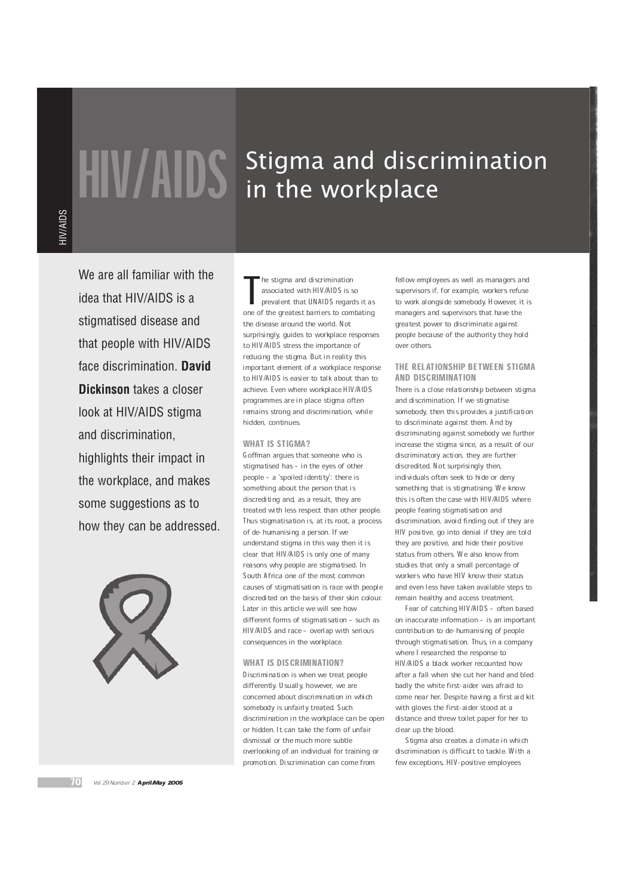# HIV/AIDS Stigma and discrimination in the workplace

We are all familiar with the idea that HIV/AIDS is a stigmatised disease and that people with HIV/AIDS face discrimination. **David Dickinson** takes a closer look at HIV/AIDS stigma and discrimination, highlights their impact in the workplace, and makes some suggestions as to how they can be addressed.

The stigma and discrimination associated with HIV/AIDS is so prevalent that UNAIDS regards it as one of the greatest barriers to combating the disease around the world. Not surprisingly, guides to workplace responses to HIV/AIDS stress the importance of reducing the stigma. But in reality this important element of a workplace response to HIV/AIDS is easier to talk about than to achieve. Even where workplace HIV/AIDS programmes are in place stigma often remains strong and discrimination, while hidden, continues.

### WHAT IS STIGMA?

Goffman argues that someone who is stigmatised has – in the eyes of other people – a 'spoiled identity': there is something about the person that is discrediting and, as a result, they are treated with less respect than other people. Thus stigmatisation is, at its root, a process of de-humanising a person. If we understand stigma in this way then it is clear that HIV/AIDS is only one of many reasons why people are stigmatised. In South Africa one of the most common causes of stigmatisation is race with people discredited on the basis of their skin colour. Later in this article we will see how different forms of stigmatisation – such as HIV/AIDS and race – overlap with serious consequences in the workplace.

### WHAT IS DISCRIMINATION?

Discrimination is when we treat people differently. Usually, however, we are concerned about discrimination in which somebody is unfairly treated. Such discrimination in the workplace can be open or hidden. It can take the form of unfair dismissal or the much more subtle overlooking of an individual for training or promotion. Discrimination can come from fellow employees as well as managers and supervisors if, for example, workers refuse to work alongside somebody. However, it is managers and supervisors that have the greatest power to discriminate against people because of the authority they hold over others.

### THE RELATIONSHIP BETWEEN STIGMA AND DISCRIMINATION

There is a close relationship between stigma and discrimination. If we stigmatise somebody, then this provides a justification to discriminate against them. And by discriminating against somebody we further increase the stigma since, as a result of our discriminatory action, they are further discredited. Not surprisingly then, individuals often seek to hide or deny something that is stigmatising. We know this is often the case with HIV/AIDS where people fearing stigmatisation and discrimination, avoid finding out if they are HIV positive, go into denial if they are told they are positive, and hide their positive status from others. We also know from studies that only a small percentage of workers who have HIV know their status and even less have taken available steps to remain healthy and access treatment.

Fear of catching HIV/AIDS – often based on inaccurate information – is an important contribution to de-humanising of people through stigmatisation. Thus, in a company where I researched the response to HIV/AIDS a black worker recounted how after a fall when she cut her hand and bled badly the white first-aider was afraid to come near her. Despite having a first aid kit with gloves the first-aider stood at a distance and threw toilet paper for her to clear up the blood.

Stigma also creates a climate in which discrimination is difficult to tackle. With a few exceptions, HIV-positive employees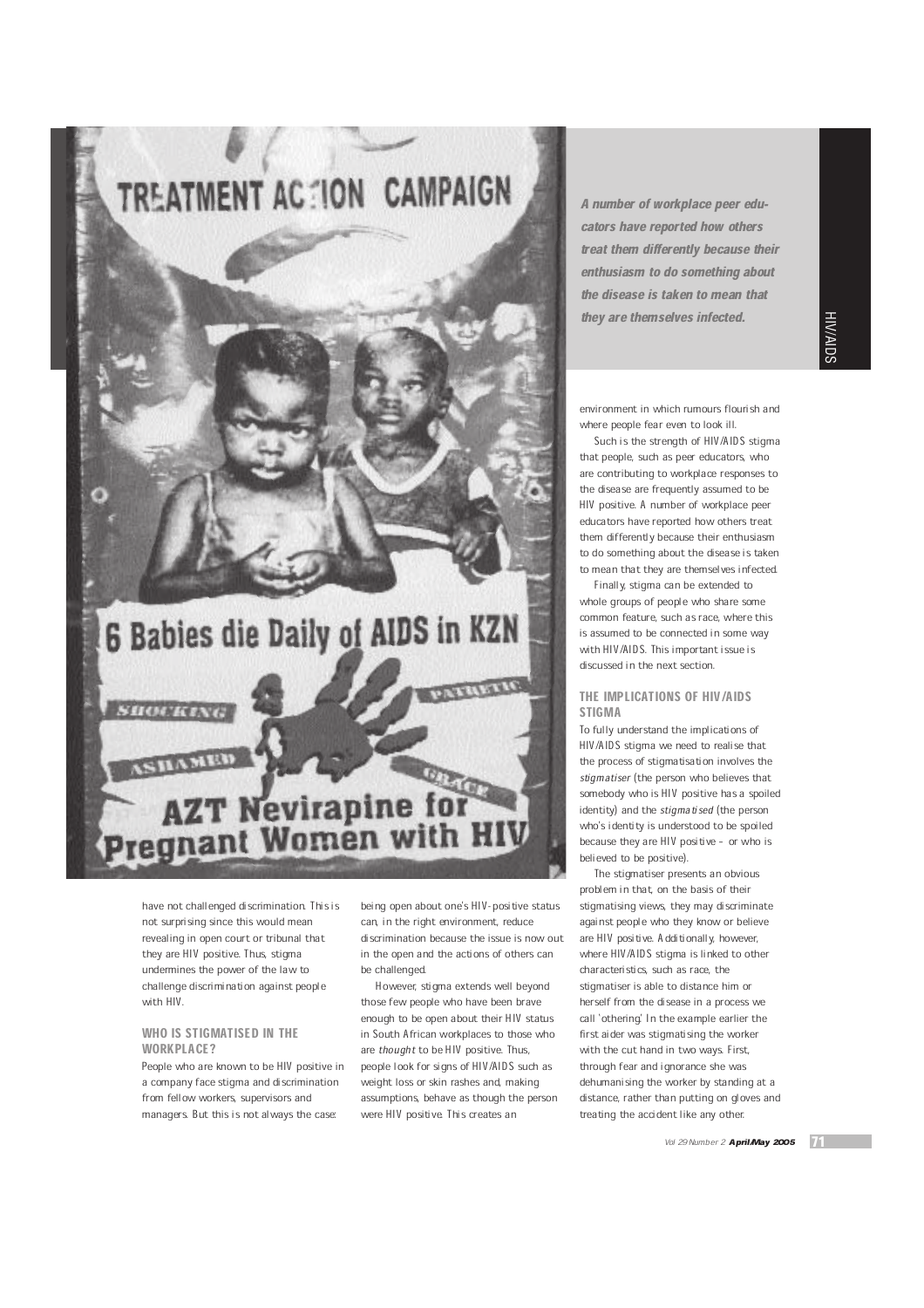*A number of workplace peer educators have reported how others treat them differently because their enthusiasm to do something about the disease is taken to mean that they are themselves infected.*

have not challenged discrimination. This is not surprising since this would mean revealing in open court or tribunal that they are HIV positive. Thus, stigma undermines the power of the law to challenge discrimination against people with HIV.

### WHO IS STIGMATISED IN THE WORKPLACE?

People who are known to be HIV positive in a company face stigma and discrimination from fellow workers, supervisors and managers. But this is not always the case: being open about one's HIV-positive status can, in the right environment, reduce discrimination because the issue is now out in the open and the actions of others can be challenged.

However, stigma extends well beyond those few people who have been brave enough to be open about their HIV status in South African workplaces to those who are *thought* to be HIV positive. Thus, people look for signs of HIV/AIDS such as weight loss or skin rashes and, making assumptions, behave as though the person were HIV positive. This creates an environment in which rumours flourish and where people fear even to look ill.

Such is the strength of HIV/AIDS stigma that people, such as peer educators, who are contributing to workplace responses to the disease are frequently assumed to be HIV positive. A number of workplace peer educators have reported how others treat them differently because their enthusiasm to do something about the disease is taken to mean that they are themselves infected.

Finally, stigma can be extended to whole groups of people who share some common feature, such as race, where this is assumed to be connected in some way with HIV/AIDS. This important issue is discussed in the next section.

### THE IMPLICATIONS OF HIV/AIDS STIGMA

To fully understand the implications of HIV/AIDS stigma we need to realise that the process of stigmatisation involves the *stigmatiser* (the person who believes that somebody who is HIV positive has a spoiled identity) and the *stigmatised* (the person who's identity is understood to be spoiled because they are HIV positive – or who is believed to be positive).

The stigmatiser presents an obvious problem in that, on the basis of their stigmatising views, they may discriminate against people who they know or believe are HIV positive. Additionally, however, where HIV/AIDS stigma is linked to other characteristics, such as race, the stigmatiser is able to distance him or herself from the disease in a process we call 'othering'. In the example earlier the first aider was stigmatising the worker with the cut hand in two ways. First, through fear and ignorance she was dehumanising the worker by standing at a distance, rather than putting on gloves and treating the accident like any other.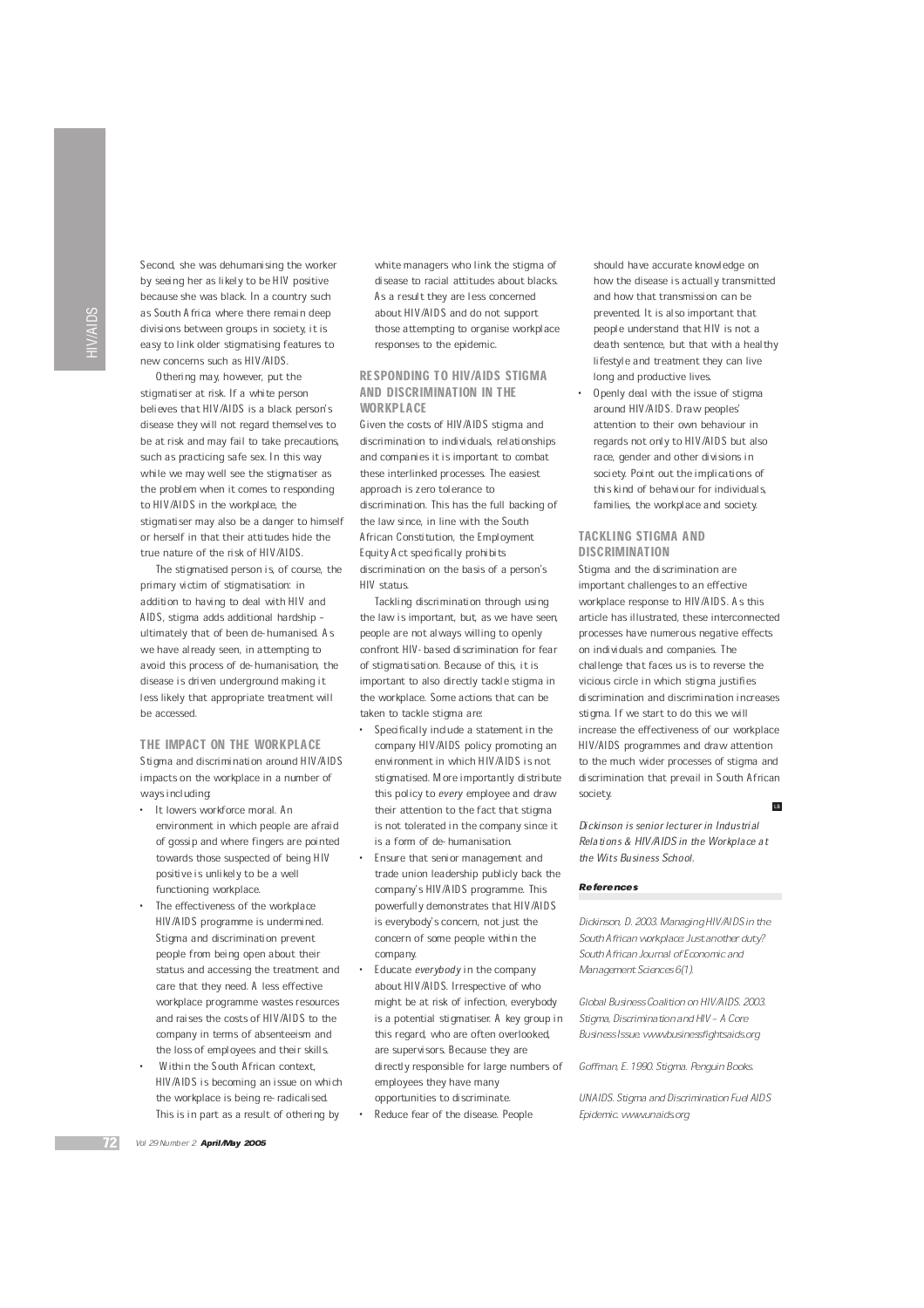Second, she was dehumanising the worker by seeing her as likely to be HIV positive because she was black. In a country such as South Africa where there remain deep divisions between groups in society, it is easy to link older stigmatising features to new concerns such as HIV/AIDS.

Othering may, however, put the stigmatiser at risk. If a white person believes that HIV/AIDS is a black person's disease they will not regard themselves to be at risk and may fail to take precautions, such as practicing safe sex. In this way while we may well see the stigmatiser as the problem when it comes to responding to HIV/AIDS in the workplace, the stigmatiser may also be a danger to himself or herself in that their attitudes hide the true nature of the risk of HIV/AIDS.

The stigmatised person is, of course, the primary victim of stigmatisation: in addition to having to deal with HIV and AIDS, stigma adds additional hardship – ultimately that of been de-humanised. As we have already seen, in attempting to avoid this process of de-humanisation, the disease is driven underground making it less likely that appropriate treatment will be accessed.

## THE IMPACT ON THE WORKPLACE

Stigma and discrimination around HIV/AIDS impacts on the workplace in a number of ways including:

- It lowers workforce moral. An environment in which people are afraid of gossip and where fingers are pointed towards those suspected of being HIV positive is unlikely to be a well functioning workplace.
- The effectiveness of the workplace HIV/AIDS programme is undermined. Stigma and discrimination prevent people from being open about their status and accessing the treatment and care that they need. A less effective workplace programme wastes resources and raises the costs of HIV/AIDS to the company in terms of absenteeism and the loss of employees and their skills.
- Within the South African context, HIV/AIDS is becoming an issue on which the workplace is being re-radicalised. This is in part as a result of othering by white managers who link the stigma of disease to racial attitudes about blacks. As a result they are less concerned about HIV/AIDS and do not support those attempting to organise workplace responses to the epidemic.

## RESPONDING TO HIV/AIDS STIGMA AND DISCRIMINATION IN THE WORKPLACE

Given the costs of HIV/AIDS stigma and discrimination to individuals, relationships and companies it is important to combat these interlinked processes. The easiest approach is zero tolerance to discrimination. This has the full backing of the law since, in line with the South African Constitution, the Employment Equity Act specifically prohibits discrimination on the basis of a person's HIV status.

Tackling discrimination through using the law is important, but, as we have seen, people are not always willing to openly confront HIV-based discrimination for fear of stigmatisation. Because of this, it is important to also directly tackle stigma in the workplace. Some actions that can be taken to tackle stigma are:

- Specifically include a statement in the company HIV/AIDS policy promoting an environment in which HIV/AIDS is not stigmatised. More importantly distribute this policy to *every* employee and draw their attention to the fact that stigma is not tolerated in the company since it is a form of de-humanisation.
- Ensure that senior management and trade union leadership publicly back the company's HIV/AIDS programme. This powerfully demonstrates that HIV/AIDS is everybody's concern, not just the concern of some people within the company.
- Educate *everybody* in the company about HIV/AIDS. Irrespective of who might be at risk of infection, everybody is a potential stigmatiser. A key group in this regard, who are often overlooked, are supervisors. Because they are directly responsible for large numbers of employees they have many opportunities to discriminate.
- Reduce fear of the disease. People should have accurate knowledge on how the disease is actually transmitted and how that transmission can be prevented. It is also important that people understand that HIV is not a death sentence, but that with a healthy lifestyle and treatment they can live long and productive lives.
- Openly deal with the issue of stigma around HIV/AIDS. Draw peoples' attention to their own behaviour in regards not only to HIV/AIDS but also race, gender and other divisions in society. Point out the implications of this kind of behaviour for individuals, families, the workplace and society.

## TACKLING STIGMA AND DISCRIMINATION

Stigma and the discrimination are important challenges to an effective workplace response to HIV/AIDS. As this article has illustrated, these interconnected processes have numerous negative effects on individuals and companies. The challenge that faces us is to reverse the vicious circle in which stigma justifies discrimination and discrimination increases stigma. If we start to do this we will increase the effectiveness of our workplace HIV/AIDS programmes and draw attention to the much wider processes of stigma and discrimination that prevail in South African society.

*Dickinson is senior lecturer in Industrial Relations & HIV/AIDS in the Workplace at the Wits Business School.*

### References

*Dickinson, D. 2003. Managing HIV/AIDS in the South African workplace: Just another duty? South African Journal of Economic and Management Sciences 6(1).*

*Global Business Coalition on HIV/AIDS. 2003. Stigma, Discrimination and HIV – A Core Business Issue. www.businessfightsaids.org*

*Goffman, E. 1990. Stigma. Penguin Books.*

*UNAIDS. Stigma and Discrimination Fuel AIDS Epidemic. www.unaids.org*